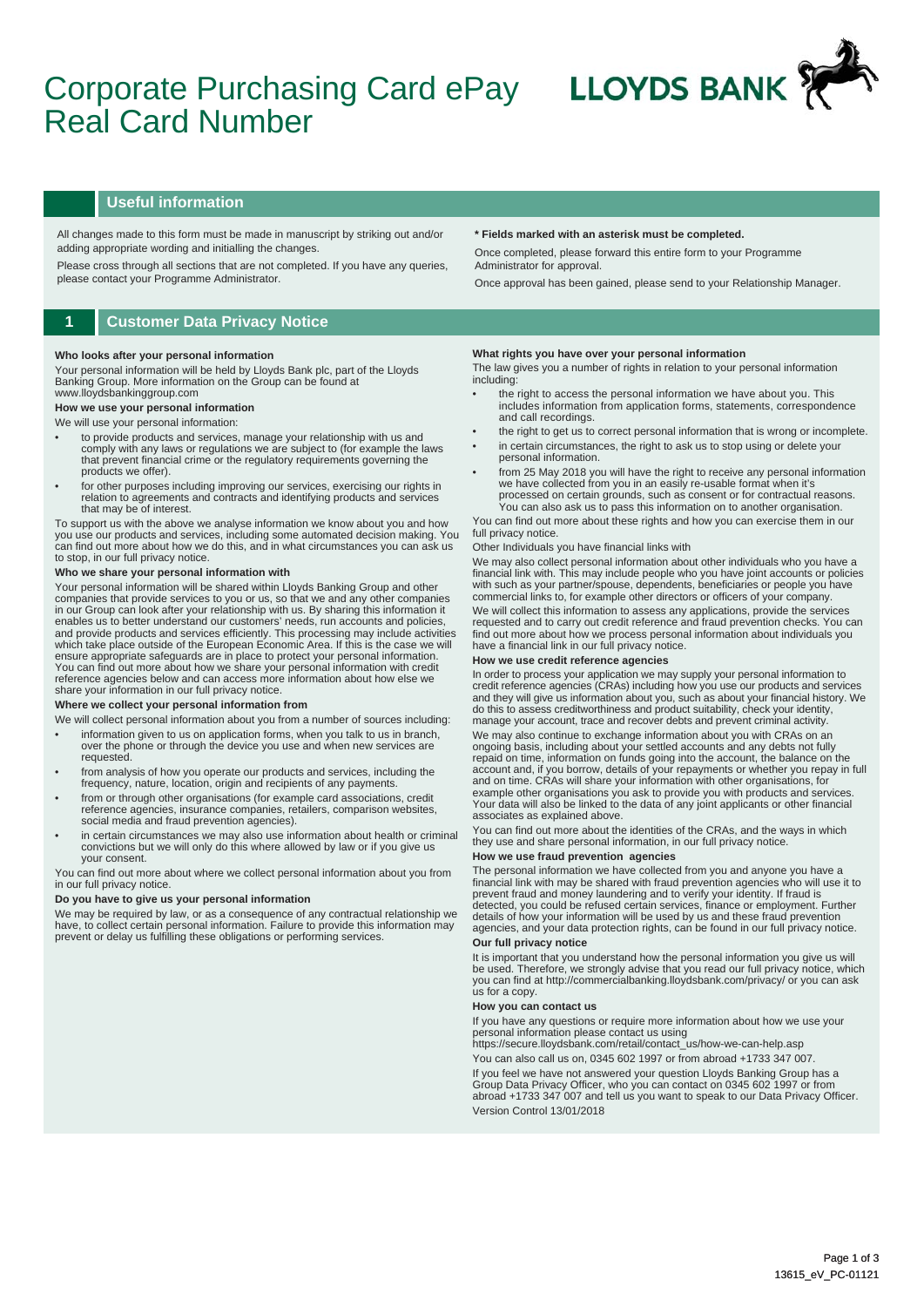# Corporate Purchasing Card ePay Real Card Number

LLOYDS BANK

## Useful information

All changes made to this form must be made in manuscript by striking out and/or adding appropriate wording and initialling the changes.

Please cross through all sections that are not completed. If you have any queries, please contact your Programme Administrator.

**\* Fields marked with an asterisk must be completed.**

Once completed, please forward this entire form to your Programme Administrator for approval.

Once approval has been gained, please send to your Relationship Manager.

## 1 Customer Data Privacy Notice

**Who looks after your personal information**

Your personal information will be held by Lloyds Bank plc, part of the Lloyds Banking Group. More information on the Group can be found at www.lloydsbankinggroup.com

**How we use your personal information**

We will use your personal information:

- to provide products and services, manage your relationship with us and comply with any laws or regulations we are subject to (for example the laws that prevent financial crime or the regulatory requirements governing the products we offer).
- for other purposes including improving our services, exercising our rights in relation to agreements and contracts and identifying products and services that may be of interest.

To support us with the above we analyse information we know about you and how you use our products and services, including some automated decision making. You can find out more about how we do this, and in what circumstances you can ask us to stop, in our full privacy notice.

**Who we share your personal information with**

Your personal information will be shared within Lloyds Banking Group and other companies that provide services to you or us, so that we and any other companies in our Group can look after your relationship with us. By sharing this information it enables us to better understand our customers' needs, run accounts and policies, and provide products and services efficiently. This processing may include activities which take place outside of the European Economic Area. If this is the case we will ensure appropriate safeguards are in place to protect your personal information. You can find out more about how we share your personal information with credit reference agencies below and can access more information about how else we share your information in our full privacy notice.

**Where we collect your personal information from**

We will collect personal information about you from a number of sources including:

- information given to us on application forms, when you talk to us in branch, over the phone or through the device you use and when new services are requested.
- from analysis of how you operate our products and services, including the frequency, nature, location, origin and recipients of any payments.
- from or through other organisations (for example card associations, credit reference agencies, insurance companies, retailers, comparison websites, social media and fraud prevention agencies).
- in certain circumstances we may also use information about health or criminal convictions but we will only do this where allowed by law or if you give us your consent.

You can find out more about where we collect personal information about you from in our full privacy notice.

**Do you have to give us your personal information**

We may be required by law, or as a consequence of any contractual relationship we have, to collect certain personal information. Failure to provide this information may prevent or delay us fulfilling these obligations or performing services.

**What rights you have over your personal information**

The law gives you a number of rights in relation to your personal information including:

- the right to access the personal information we have about you. This includes information from application forms, statements, correspondence and call recordings.
- the right to get us to correct personal information that is wrong or incomplete.
- in certain circumstances, the right to ask us to stop using or delete your personal information.
- from 25 May 2018 you will have the right to receive any personal information we have collected from you in an easily re-usable format when it's processed on certain grounds, such as consent or for contractual reasons. You can also ask us to pass this information on to another organisation.

You can find out more about these rights and how you can exercise them in our full privacy notice.

Other Individuals you have financial links with

We may also collect personal information about other individuals who you have a financial link with. This may include people who you have joint accounts or policies with such as your partner/spouse, dependents, beneficiaries or people you have commercial links to, for example other directors or officers of your company.

We will collect this information to assess any applications, provide the services requested and to carry out credit reference and fraud prevention checks. You can find out more about how we process personal information about individuals you have a financial link in our full privacy notice.

**How we use credit reference agencies**

In order to process your application we may supply your personal information to credit reference agencies (CRAs) including how you use our products and services and they will give us information about you, such as about your financial history. We do this to assess creditworthiness and product suitability, check your identity, manage your account, trace and recover debts and prevent criminal activity.

We may also continue to exchange information about you with CRAs on an ongoing basis, including about your settled accounts and any debts not fully repaid on time, information on funds going into the account, the balance on the account and, if you borrow, details of your repayments or whether you repay in full and on time. CRAs will share your information with other organisations, for example other organisations you ask to provide you with products and services. Your data will also be linked to the data of any joint applicants or other financial associates as explained above.

You can find out more about the identities of the CRAs, and the ways in which they use and share personal information, in our full privacy notice.

**How we use fraud prevention agencies**

The personal information we have collected from you and anyone you have a financial link with may be shared with fraud prevention agencies who will use it to prevent fraud and money laundering and to verify your identity. If fraud is detected, you could be refused certain services, finance or employment. Further details of how your information will be used by us and these fraud prevention agencies, and your data protection rights, can be found in our full privacy notice.

**Our full privacy notice**

It is important that you understand how the personal information you give us will be used. Therefore, we strongly advise that you read our full privacy notice, which you can find at http://commercialbanking.lloydsbank.com/privacy/ or you can ask us for a copy.

**How you can contact us**

If you have any questions or require more information about how we use your personal information please contact us using https://secure.lloydsbank.com/retail/contact_us/how-we-can-help.asp

You can also call us on, 0345 602 1997 or from abroad +1733 347 007.

If you feel we have not answered your question Lloyds Banking Group has a Group Data Privacy Officer, who you can contact on 0345 602 1997 or from abroad +1733 347 007 and tell us you want to speak to our Data Privacy Officer.

Version Control 13/01/2018

13615_eV_PC-01121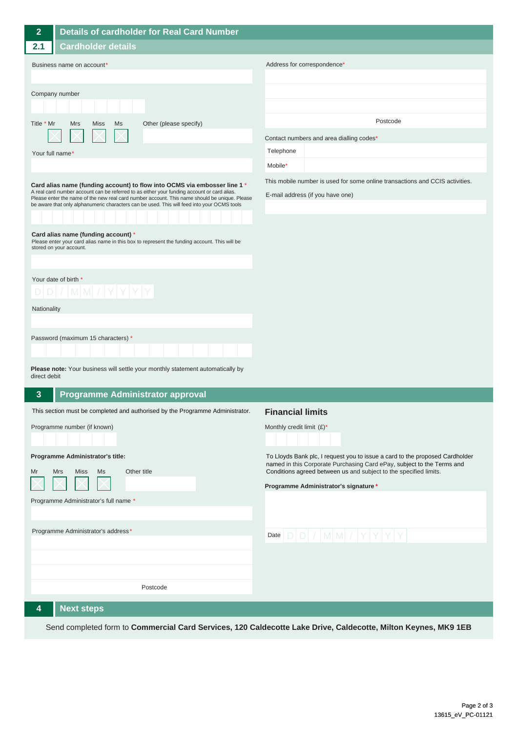## 2 Details of cardholder for Real Card Number

### 2.1 Cardholder details

Business name on account*

Company number

Title * Mr Mrs Miss Ms Other (please specify)

Your full name*

**Card alias name (funding account) to flow into OCMS via embosser line 1** *
A real card number account can be referred to as either your funding account or card alias. Please enter the name of the new real card number account. This name should be unique. Please be aware that only alphanumeric characters can be used. This will feed into your OCMS tools

**Card alias name (funding account)** *
Please enter your card alias name in this box to represent the funding account. This will be stored on your account.

Your date of birth *
DD / MM / YYYY

Nationality

Password (maximum 15 characters) *

**Please note:** Your business will settle your monthly statement automatically by direct debit

Address for correspondence*

Postcode

Contact numbers and area dialling codes*

| Telephone | |
|---|---|
| Mobile* | |

This mobile number is used for some online transactions and CCIS activities.

E-mail address (if you have one)

## 3 Programme Administrator approval

This section must be completed and authorised by the Programme Administrator.

Programme number (if known)

**Programme Administrator's title:**

Mr Mrs Miss Ms Other title

Programme Administrator's full name *

Programme Administrator's address*

Postcode

### Financial limits

Monthly credit limit (£)*

To Lloyds Bank plc, I request you to issue a card to the proposed Cardholder named in this Corporate Purchasing Card ePay, subject to the Terms and Conditions agreed between us and subject to the specified limits.

**Programme Administrator's signature** *

Date DD / MM / YYYY

## 4 Next steps

Send completed form to **Commercial Card Services, 120 Caldecotte Lake Drive, Caldecotte, Milton Keynes, MK9 1EB**

13615_eV_PC-01121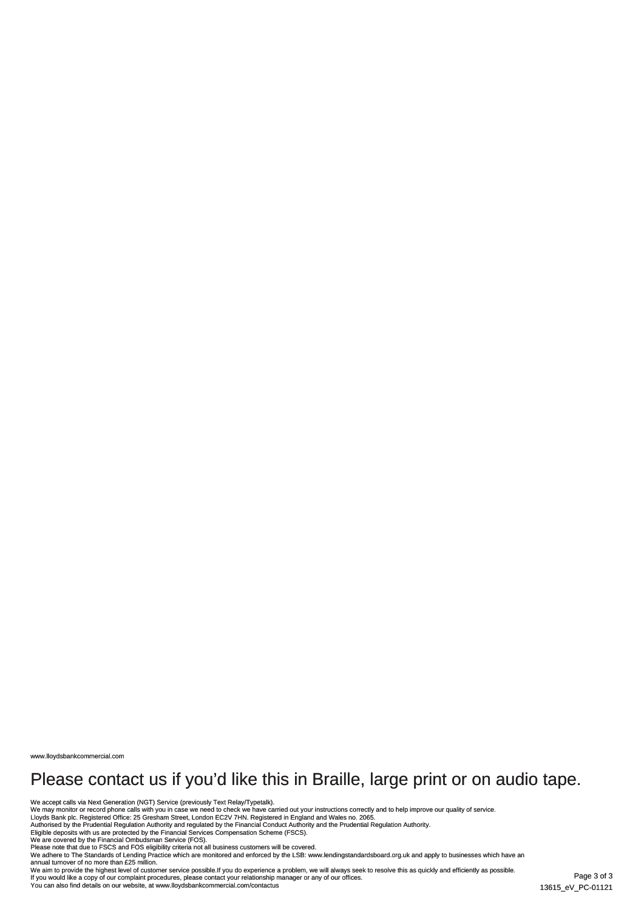www.lloydsbankcommercial.com

# Please contact us if you'd like this in Braille, large print or on audio tape.

We accept calls via Next Generation (NGT) Service (previously Text Relay/Typetalk).
We may monitor or record phone calls with you in case we need to check we have carried out your instructions correctly and to help improve our quality of service.
Lloyds Bank plc. Registered Office: 25 Gresham Street, London EC2V 7HN. Registered in England and Wales no. 2065.
Authorised by the Prudential Regulation Authority and regulated by the Financial Conduct Authority and the Prudential Regulation Authority.
Eligible deposits with us are protected by the Financial Services Compensation Scheme (FSCS).
We are covered by the Financial Ombudsman Service (FOS).
Please note that due to FSCS and FOS eligibility criteria not all business customers will be covered.
We adhere to The Standards of Lending Practice which are monitored and enforced by the LSB: www.lendingstandardsboard.org.uk and apply to businesses which have an annual turnover of no more than £25 million.
We aim to provide the highest level of customer service possible.If you do experience a problem, we will always seek to resolve this as quickly and efficiently as possible.
If you would like a copy of our complaint procedures, please contact your relationship manager or any of our offices.
You can also find details on our website, at www.lloydsbankcommercial.com/contactus

13615_eV_PC-01121